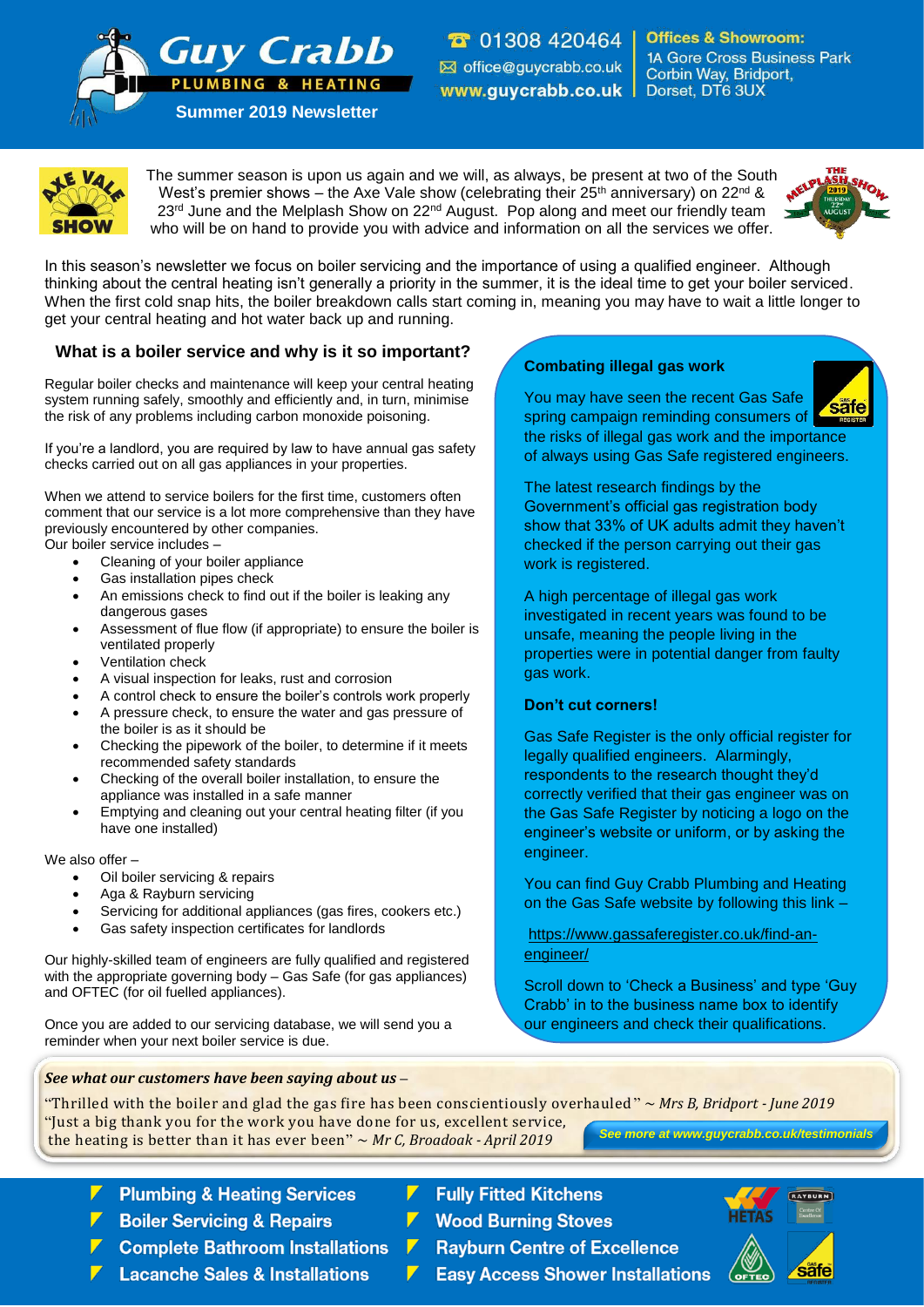# Guy Crabb PLUMBING & HEATING

**Summer 2019 Newsletter**

☎ 01308 420464
✉ office@guycrabb.co.uk
www.guycrabb.co.uk

**Offices & Showroom:**
1A Gore Cross Business Park
Corbin Way, Bridport,
Dorset, DT6 3UX

The summer season is upon us again and we will, as always, be present at two of the South West's premier shows – the Axe Vale show (celebrating their 25th anniversary) on 22nd & 23rd June and the Melplash Show on 22nd August. Pop along and meet our friendly team who will be on hand to provide you with advice and information on all the services we offer.

In this season's newsletter we focus on boiler servicing and the importance of using a qualified engineer. Although thinking about the central heating isn't generally a priority in the summer, it is the ideal time to get your boiler serviced. When the first cold snap hits, the boiler breakdown calls start coming in, meaning you may have to wait a little longer to get your central heating and hot water back up and running.

## What is a boiler service and why is it so important?

Regular boiler checks and maintenance will keep your central heating system running safely, smoothly and efficiently and, in turn, minimise the risk of any problems including carbon monoxide poisoning.

If you're a landlord, you are required by law to have annual gas safety checks carried out on all gas appliances in your properties.

When we attend to service boilers for the first time, customers often comment that our service is a lot more comprehensive than they have previously encountered by other companies.
Our boiler service includes –

- Cleaning of your boiler appliance
- Gas installation pipes check
- An emissions check to find out if the boiler is leaking any dangerous gases
- Assessment of flue flow (if appropriate) to ensure the boiler is ventilated properly
- Ventilation check
- A visual inspection for leaks, rust and corrosion
- A control check to ensure the boiler's controls work properly
- A pressure check, to ensure the water and gas pressure of the boiler is as it should be
- Checking the pipework of the boiler, to determine if it meets recommended safety standards
- Checking of the overall boiler installation, to ensure the appliance was installed in a safe manner
- Emptying and cleaning out your central heating filter (if you have one installed)

We also offer –

- Oil boiler servicing & repairs
- Aga & Rayburn servicing
- Servicing for additional appliances (gas fires, cookers etc.)
- Gas safety inspection certificates for landlords

Our highly-skilled team of engineers are fully qualified and registered with the appropriate governing body – Gas Safe (for gas appliances) and OFTEC (for oil fuelled appliances).

Once you are added to our servicing database, we will send you a reminder when your next boiler service is due.

### Combating illegal gas work

You may have seen the recent Gas Safe spring campaign reminding consumers of the risks of illegal gas work and the importance of always using Gas Safe registered engineers.

The latest research findings by the Government's official gas registration body show that 33% of UK adults admit they haven't checked if the person carrying out their gas work is registered.

A high percentage of illegal gas work investigated in recent years was found to be unsafe, meaning the people living in the properties were in potential danger from faulty gas work.

### Don't cut corners!

Gas Safe Register is the only official register for legally qualified engineers. Alarmingly, respondents to the research thought they'd correctly verified that their gas engineer was on the Gas Safe Register by noticing a logo on the engineer's website or uniform, or by asking the engineer.

You can find Guy Crabb Plumbing and Heating on the Gas Safe website by following this link –

https://www.gassaferegister.co.uk/find-an-engineer/

Scroll down to 'Check a Business' and type 'Guy Crabb' in to the business name box to identify our engineers and check their qualifications.

***See what our customers have been saying about us –***

"Thrilled with the boiler and glad the gas fire has been conscientiously overhauled" ~ *Mrs B, Bridport - June 2019*
"Just a big thank you for the work you have done for us, excellent service, the heating is better than it has ever been" ~ *Mr C, Broadoak - April 2019*

***See more at www.guycrabb.co.uk/testimonials***

- **Plumbing & Heating Services**
- **Boiler Servicing & Repairs**
- **Complete Bathroom Installations**
- **Lacanche Sales & Installations**
- **Fully Fitted Kitchens**
- **Wood Burning Stoves**
- **Rayburn Centre of Excellence**
- **Easy Access Shower Installations**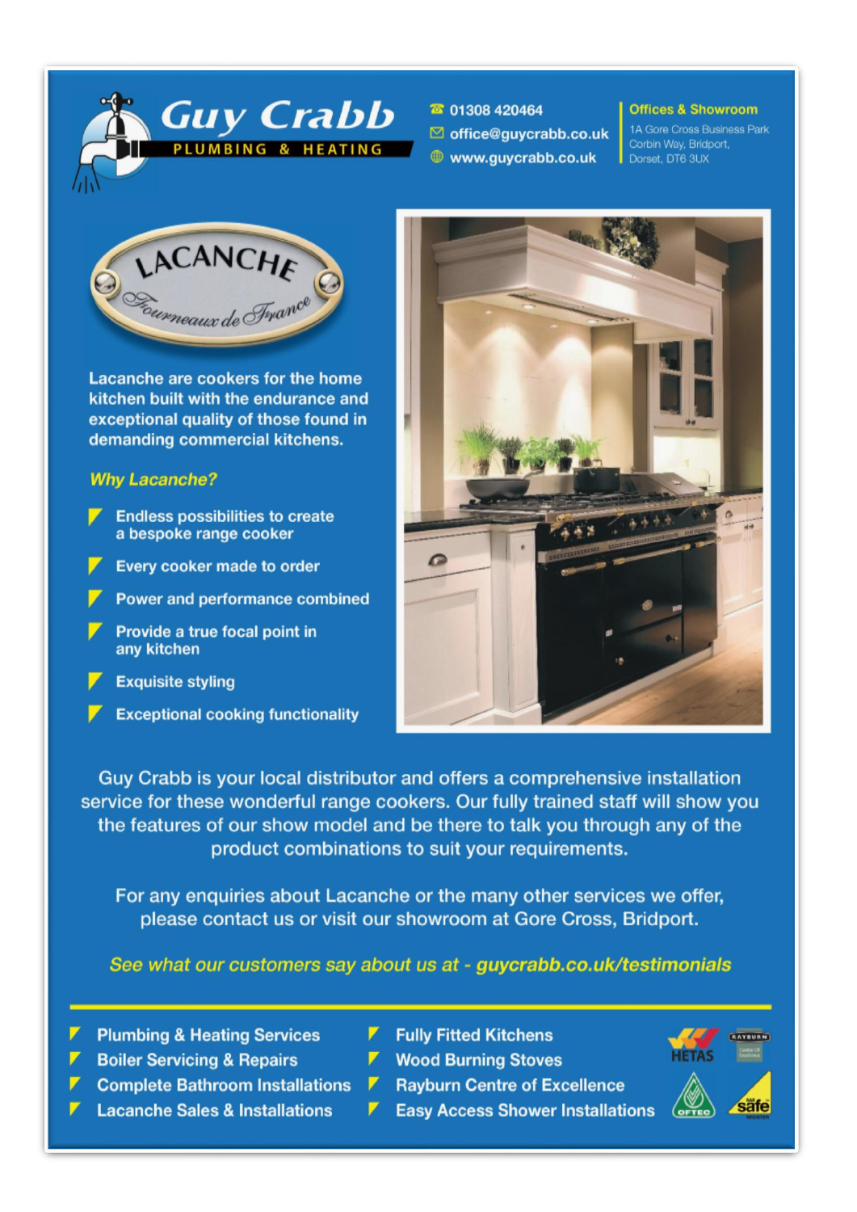# Guy Crabb

**PLUMBING & HEATING**

01308 420464
office@guycrabb.co.uk
www.guycrabb.co.uk

**Offices & Showroom**
1A Gore Cross Business Park
Corbin Way, Bridport,
Dorset, DT6 3UX

## LACANCHE

*Fourneaux de France*

**Lacanche are cookers for the home kitchen built with the endurance and exceptional quality of those found in demanding commercial kitchens.**

### *Why Lacanche?*

- Endless possibilities to create a bespoke range cooker
- Every cooker made to order
- Power and performance combined
- Provide a true focal point in any kitchen
- Exquisite styling
- Exceptional cooking functionality

Guy Crabb is your local distributor and offers a comprehensive installation service for these wonderful range cookers. Our fully trained staff will show you the features of our show model and be there to talk you through any of the product combinations to suit your requirements.

For any enquiries about Lacanche or the many other services we offer, please contact us or visit our showroom at Gore Cross, Bridport.

*See what our customers say about us at - guycrabb.co.uk/testimonials*

- Plumbing & Heating Services
- Boiler Servicing & Repairs
- Complete Bathroom Installations
- Lacanche Sales & Installations
- Fully Fitted Kitchens
- Wood Burning Stoves
- Rayburn Centre of Excellence
- Easy Access Shower Installations

HETAS · RAYBURN · OFTEC · Gas Safe